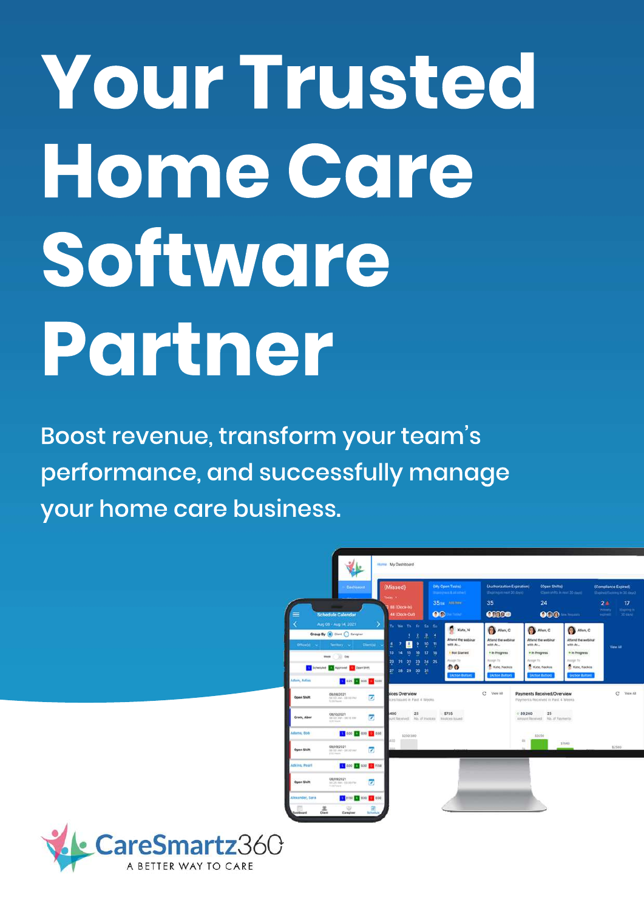# Your Trusted Home Care Software Partner

Boost revenue, transform your team's performance, and successfully manage your home care business.

CareSmartz360

A BETTER WAY TO CARE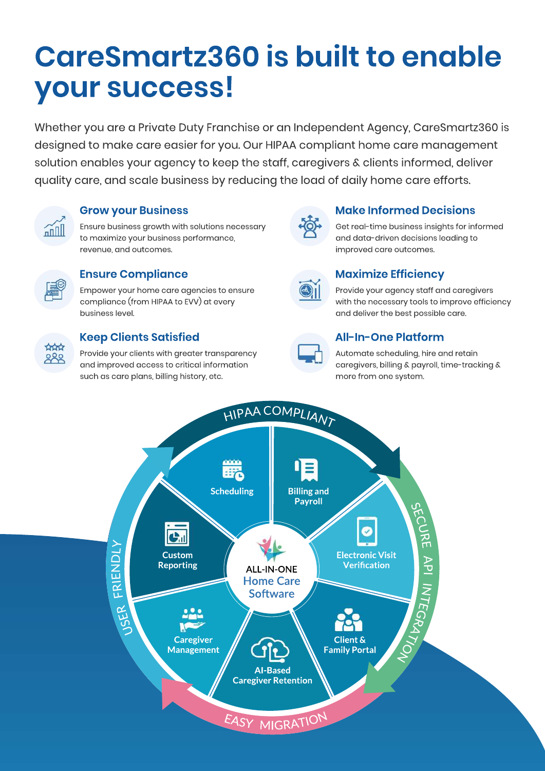# CareSmartz360 is built to enable your success!

Whether you are a Private Duty Franchise or an Independent Agency, CareSmartz360 is designed to make care easier for you. Our HIPAA compliant home care management solution enables your agency to keep the staff, caregivers & clients informed, deliver quality care, and scale business by reducing the load of daily home care efforts.

### Grow your Business

Ensure business growth with solutions necessary to maximize your business performance, revenue, and outcomes.

### Ensure Compliance

Empower your home care agencies to ensure compliance (from HIPAA to EVV) at every business level.

### Keep Clients Satisfied

Provide your clients with greater transparency and improved access to critical information such as care plans, billing history, etc.

### Make Informed Decisions

Get real-time business insights for informed and data-driven decisions leading to improved care outcomes.

### Maximize Efficiency

Provide your agency staff and caregivers with the necessary tools to improve efficiency and deliver the best possible care.

### All-In-One Platform

Automate scheduling, hire and retain caregivers, billing & payroll, time-tracking & more from one system.

**ALL-IN-ONE Home Care Software**

- Scheduling
- Billing and Payroll
- Electronic Visit Verification
- Client & Family Portal
- AI-Based Caregiver Retention
- Caregiver Management
- Custom Reporting

HIPAA COMPLIANT · SECURE API INTEGRATION · EASY MIGRATION · USER FRIENDLY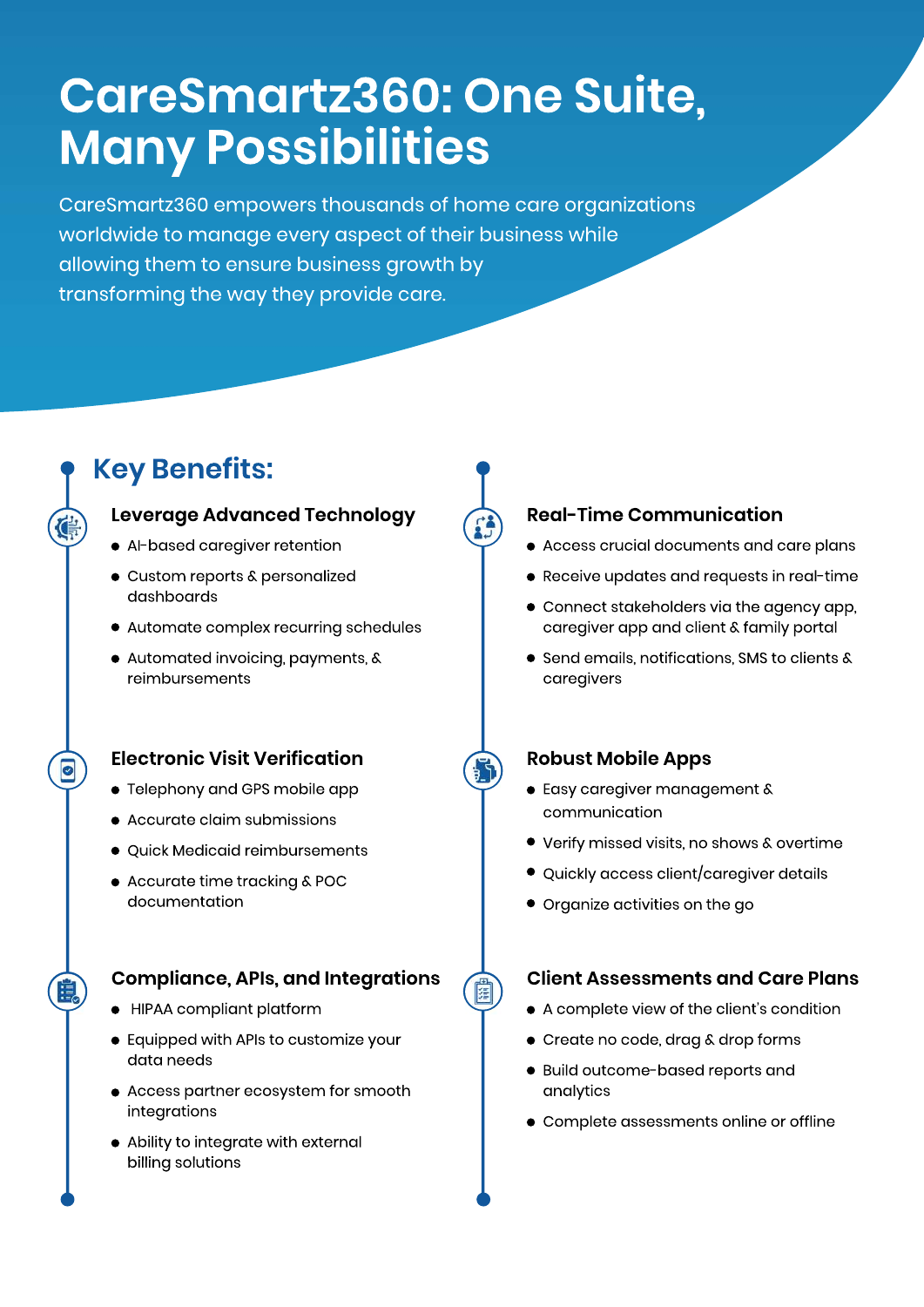# CareSmartz360: One Suite, Many Possibilities

CareSmartz360 empowers thousands of home care organizations worldwide to manage every aspect of their business while allowing them to ensure business growth by transforming the way they provide care.

## Key Benefits:

### Leverage Advanced Technology

- AI-based caregiver retention
- Custom reports & personalized dashboards
- Automate complex recurring schedules
- Automated invoicing, payments, & reimbursements

### Electronic Visit Verification

- Telephony and GPS mobile app
- Accurate claim submissions
- Quick Medicaid reimbursements
- Accurate time tracking & POC documentation

### Compliance, APIs, and Integrations

- HIPAA compliant platform
- Equipped with APIs to customize your data needs
- Access partner ecosystem for smooth integrations
- Ability to integrate with external billing solutions

### Real-Time Communication

- Access crucial documents and care plans
- Receive updates and requests in real-time
- Connect stakeholders via the agency app, caregiver app and client & family portal
- Send emails, notifications, SMS to clients & caregivers

### Robust Mobile Apps

- Easy caregiver management & communication
- Verify missed visits, no shows & overtime
- Quickly access client/caregiver details
- Organize activities on the go

### Client Assessments and Care Plans

- A complete view of the client's condition
- Create no code, drag & drop forms
- Build outcome-based reports and analytics
- Complete assessments online or offline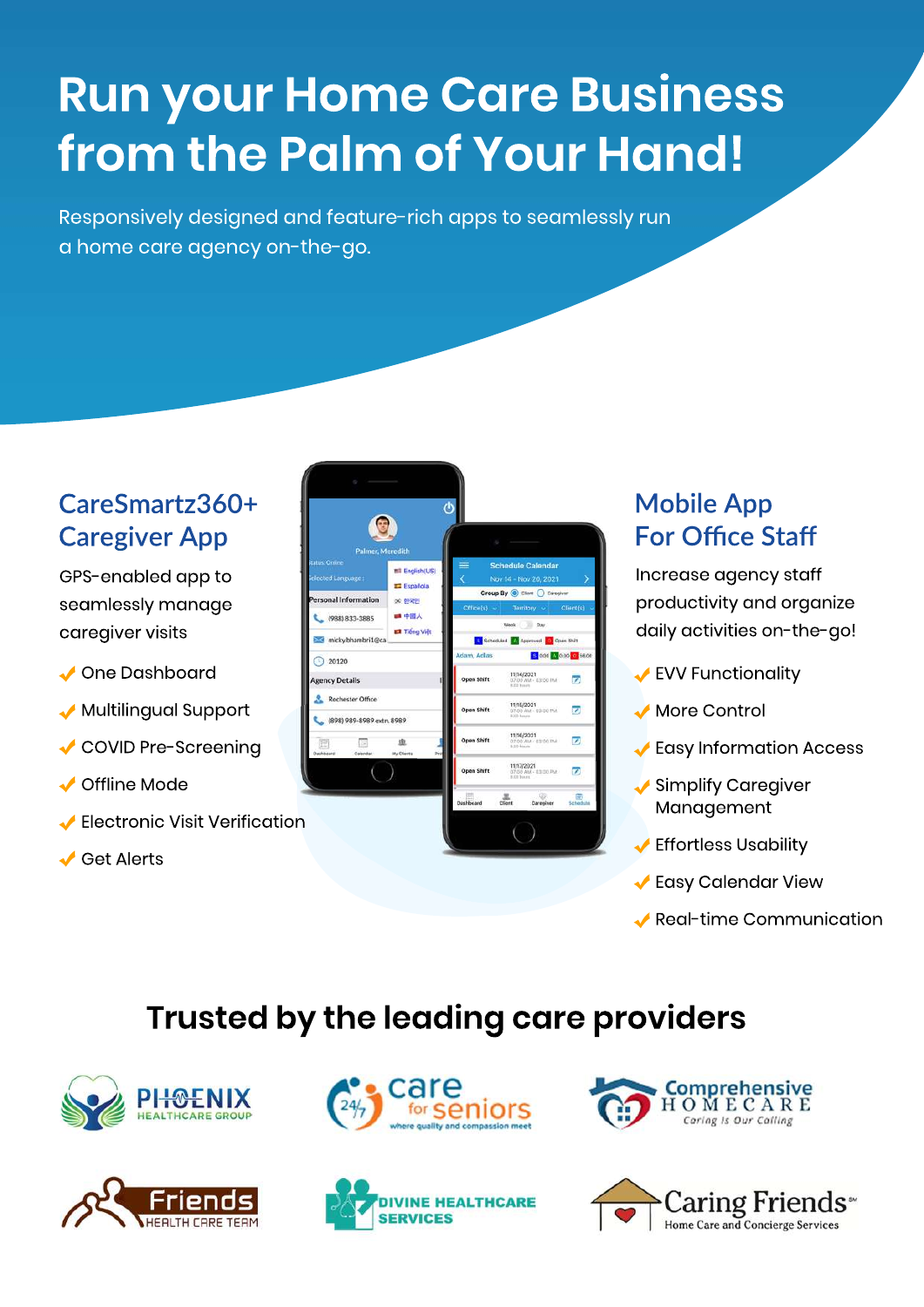# Run your Home Care Business from the Palm of Your Hand!

Responsively designed and feature-rich apps to seamlessly run a home care agency on-the-go.

## CareSmartz360+ Caregiver App

GPS-enabled app to seamlessly manage caregiver visits

- One Dashboard
- Multilingual Support
- COVID Pre-Screening
- Offline Mode
- Electronic Visit Verification
- Get Alerts

## Mobile App For Office Staff

Increase agency staff productivity and organize daily activities on-the-go!

- EVV Functionality
- More Control
- Easy Information Access
- Simplify Caregiver Management
- Effortless Usability
- Easy Calendar View
- Real-time Communication

## Trusted by the leading care providers

PHOENIX HEALTHCARE GROUP

24/7 care for seniors — where quality and compassion meet

Comprehensive HOMECARE — Caring Is Our Calling

Friends HEALTH CARE TEAM

DIVINE HEALTHCARE SERVICES

Caring Friends℠ Home Care and Concierge Services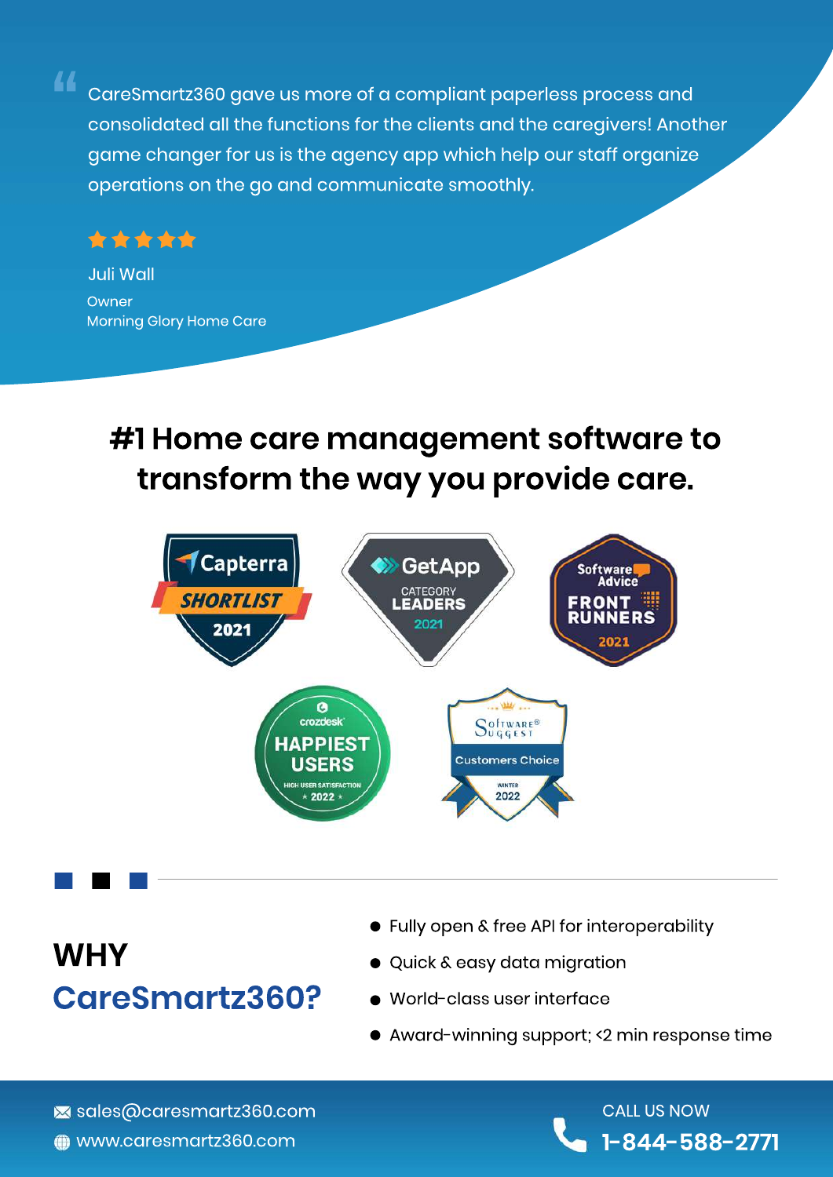> CareSmartz360 gave us more of a compliant paperless process and consolidated all the functions for the clients and the caregivers! Another game changer for us is the agency app which help our staff organize operations on the go and communicate smoothly.

★★★★★

Juli Wall

Owner
Morning Glory Home Care

# #1 Home care management software to transform the way you provide care.

Capterra SHORTLIST 2021

GetApp CATEGORY LEADERS 2021

Software Advice FRONT RUNNERS 2021

crozdesk HAPPIEST USERS HIGH USER SATISFACTION 2022

Software Suggest Customers Choice WINTER 2022

## WHY CareSmartz360?

- Fully open & free API for interoperability
- Quick & easy data migration
- World-class user interface
- Award-winning support; <2 min response time

sales@caresmartz360.com
www.caresmartz360.com

CALL US NOW
**1-844-588-2771**